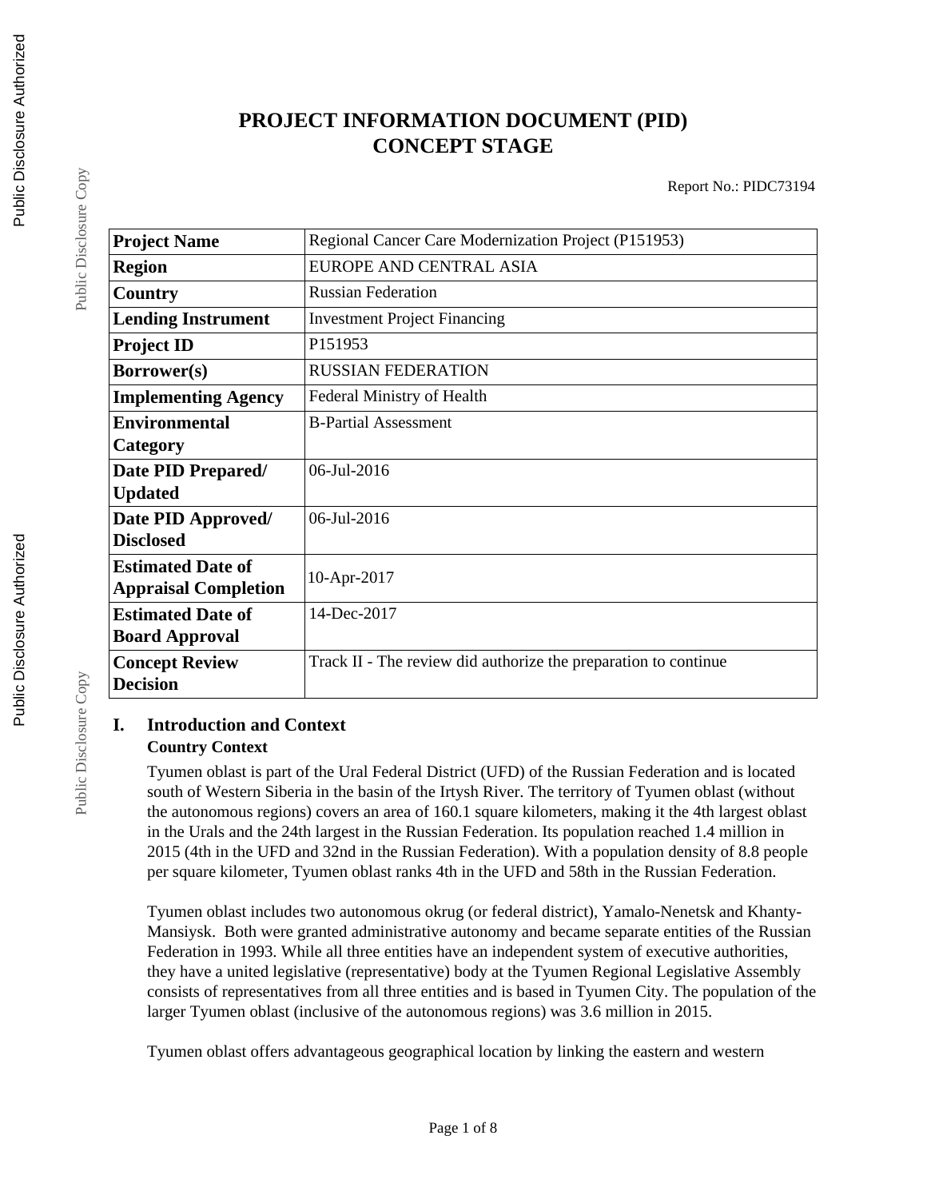# PROJECT INFORMATION DOCUMENT (PID)
# CONCEPT STAGE

Report No.: PIDC73194

| Project Name | Regional Cancer Care Modernization Project (P151953) |
|---|---|
| Region | EUROPE AND CENTRAL ASIA |
| Country | Russian Federation |
| Lending Instrument | Investment Project Financing |
| Project ID | P151953 |
| Borrower(s) | RUSSIAN FEDERATION |
| Implementing Agency | Federal Ministry of Health |
| Environmental Category | B-Partial Assessment |
| Date PID Prepared/ Updated | 06-Jul-2016 |
| Date PID Approved/ Disclosed | 06-Jul-2016 |
| Estimated Date of Appraisal Completion | 10-Apr-2017 |
| Estimated Date of Board Approval | 14-Dec-2017 |
| Concept Review Decision | Track II - The review did authorize the preparation to continue |

## I. Introduction and Context

### Country Context

Tyumen oblast is part of the Ural Federal District (UFD) of the Russian Federation and is located south of Western Siberia in the basin of the Irtysh River. The territory of Tyumen oblast (without the autonomous regions) covers an area of 160.1 square kilometers, making it the 4th largest oblast in the Urals and the 24th largest in the Russian Federation. Its population reached 1.4 million in 2015 (4th in the UFD and 32nd in the Russian Federation). With a population density of 8.8 people per square kilometer, Tyumen oblast ranks 4th in the UFD and 58th in the Russian Federation.

Tyumen oblast includes two autonomous okrug (or federal district), Yamalo-Nenetsk and Khanty-Mansiysk. Both were granted administrative autonomy and became separate entities of the Russian Federation in 1993. While all three entities have an independent system of executive authorities, they have a united legislative (representative) body at the Tyumen Regional Legislative Assembly consists of representatives from all three entities and is based in Tyumen City. The population of the larger Tyumen oblast (inclusive of the autonomous regions) was 3.6 million in 2015.

Tyumen oblast offers advantageous geographical location by linking the eastern and western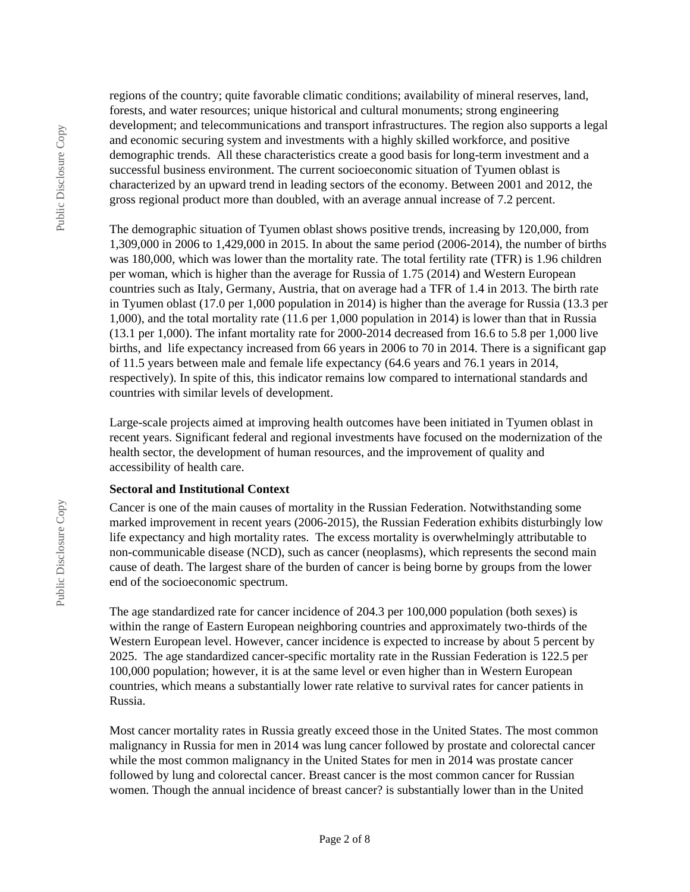regions of the country; quite favorable climatic conditions; availability of mineral reserves, land, forests, and water resources; unique historical and cultural monuments; strong engineering development; and telecommunications and transport infrastructures. The region also supports a legal and economic securing system and investments with a highly skilled workforce, and positive demographic trends. All these characteristics create a good basis for long-term investment and a successful business environment. The current socioeconomic situation of Tyumen oblast is characterized by an upward trend in leading sectors of the economy. Between 2001 and 2012, the gross regional product more than doubled, with an average annual increase of 7.2 percent.

The demographic situation of Tyumen oblast shows positive trends, increasing by 120,000, from 1,309,000 in 2006 to 1,429,000 in 2015. In about the same period (2006-2014), the number of births was 180,000, which was lower than the mortality rate. The total fertility rate (TFR) is 1.96 children per woman, which is higher than the average for Russia of 1.75 (2014) and Western European countries such as Italy, Germany, Austria, that on average had a TFR of 1.4 in 2013. The birth rate in Tyumen oblast (17.0 per 1,000 population in 2014) is higher than the average for Russia (13.3 per 1,000), and the total mortality rate (11.6 per 1,000 population in 2014) is lower than that in Russia (13.1 per 1,000). The infant mortality rate for 2000-2014 decreased from 16.6 to 5.8 per 1,000 live births, and life expectancy increased from 66 years in 2006 to 70 in 2014. There is a significant gap of 11.5 years between male and female life expectancy (64.6 years and 76.1 years in 2014, respectively). In spite of this, this indicator remains low compared to international standards and countries with similar levels of development.

Large-scale projects aimed at improving health outcomes have been initiated in Tyumen oblast in recent years. Significant federal and regional investments have focused on the modernization of the health sector, the development of human resources, and the improvement of quality and accessibility of health care.

**Sectoral and Institutional Context**

Cancer is one of the main causes of mortality in the Russian Federation. Notwithstanding some marked improvement in recent years (2006-2015), the Russian Federation exhibits disturbingly low life expectancy and high mortality rates. The excess mortality is overwhelmingly attributable to non-communicable disease (NCD), such as cancer (neoplasms), which represents the second main cause of death. The largest share of the burden of cancer is being borne by groups from the lower end of the socioeconomic spectrum.

The age standardized rate for cancer incidence of 204.3 per 100,000 population (both sexes) is within the range of Eastern European neighboring countries and approximately two-thirds of the Western European level. However, cancer incidence is expected to increase by about 5 percent by 2025. The age standardized cancer-specific mortality rate in the Russian Federation is 122.5 per 100,000 population; however, it is at the same level or even higher than in Western European countries, which means a substantially lower rate relative to survival rates for cancer patients in Russia.

Most cancer mortality rates in Russia greatly exceed those in the United States. The most common malignancy in Russia for men in 2014 was lung cancer followed by prostate and colorectal cancer while the most common malignancy in the United States for men in 2014 was prostate cancer followed by lung and colorectal cancer. Breast cancer is the most common cancer for Russian women. Though the annual incidence of breast cancer? is substantially lower than in the United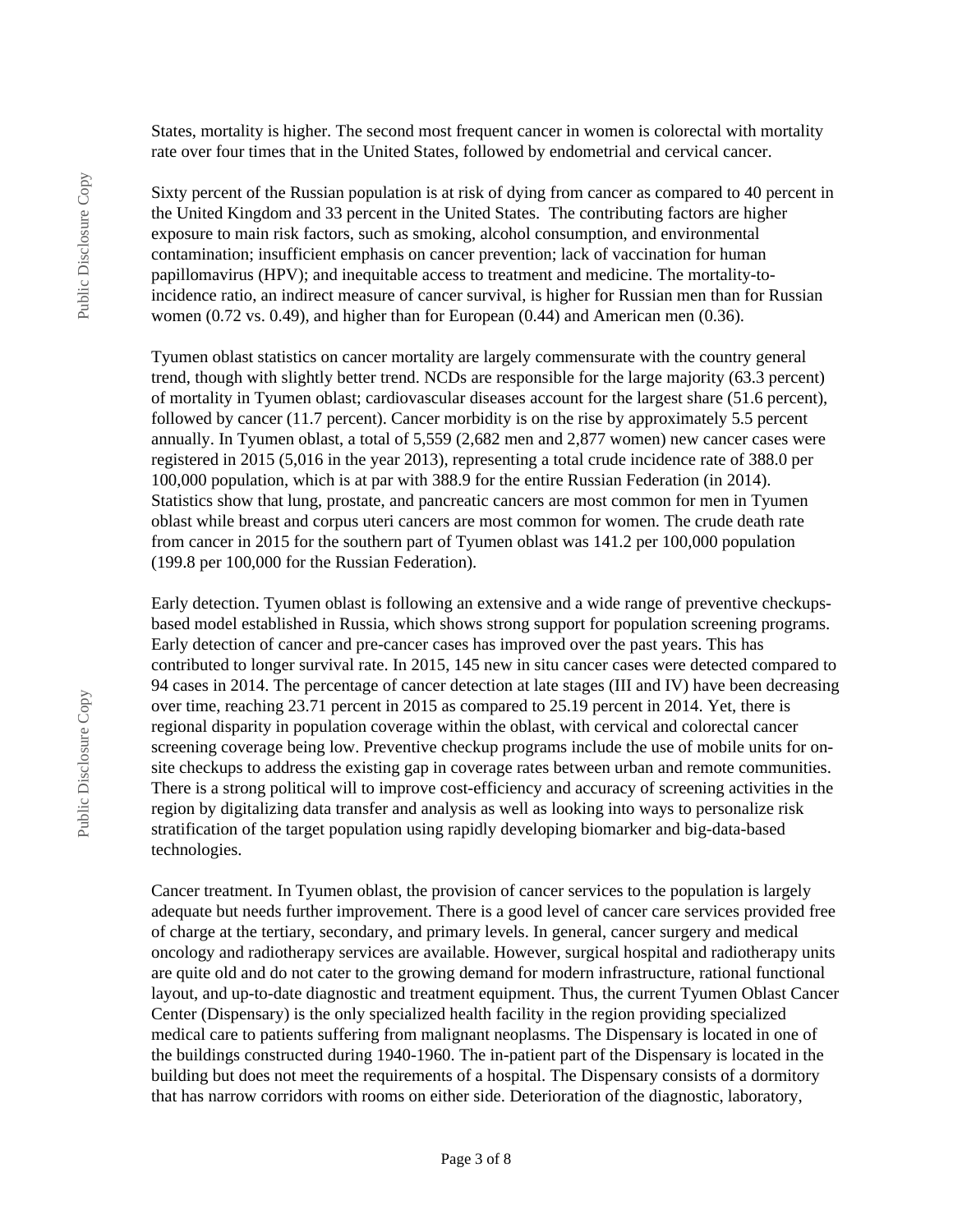States, mortality is higher. The second most frequent cancer in women is colorectal with mortality rate over four times that in the United States, followed by endometrial and cervical cancer.

Sixty percent of the Russian population is at risk of dying from cancer as compared to 40 percent in the United Kingdom and 33 percent in the United States. The contributing factors are higher exposure to main risk factors, such as smoking, alcohol consumption, and environmental contamination; insufficient emphasis on cancer prevention; lack of vaccination for human papillomavirus (HPV); and inequitable access to treatment and medicine. The mortality-to-incidence ratio, an indirect measure of cancer survival, is higher for Russian men than for Russian women (0.72 vs. 0.49), and higher than for European (0.44) and American men (0.36).

Tyumen oblast statistics on cancer mortality are largely commensurate with the country general trend, though with slightly better trend. NCDs are responsible for the large majority (63.3 percent) of mortality in Tyumen oblast; cardiovascular diseases account for the largest share (51.6 percent), followed by cancer (11.7 percent). Cancer morbidity is on the rise by approximately 5.5 percent annually. In Tyumen oblast, a total of 5,559 (2,682 men and 2,877 women) new cancer cases were registered in 2015 (5,016 in the year 2013), representing a total crude incidence rate of 388.0 per 100,000 population, which is at par with 388.9 for the entire Russian Federation (in 2014). Statistics show that lung, prostate, and pancreatic cancers are most common for men in Tyumen oblast while breast and corpus uteri cancers are most common for women. The crude death rate from cancer in 2015 for the southern part of Tyumen oblast was 141.2 per 100,000 population (199.8 per 100,000 for the Russian Federation).

Early detection. Tyumen oblast is following an extensive and a wide range of preventive checkups-based model established in Russia, which shows strong support for population screening programs. Early detection of cancer and pre-cancer cases has improved over the past years. This has contributed to longer survival rate. In 2015, 145 new in situ cancer cases were detected compared to 94 cases in 2014. The percentage of cancer detection at late stages (III and IV) have been decreasing over time, reaching 23.71 percent in 2015 as compared to 25.19 percent in 2014. Yet, there is regional disparity in population coverage within the oblast, with cervical and colorectal cancer screening coverage being low. Preventive checkup programs include the use of mobile units for on-site checkups to address the existing gap in coverage rates between urban and remote communities. There is a strong political will to improve cost-efficiency and accuracy of screening activities in the region by digitalizing data transfer and analysis as well as looking into ways to personalize risk stratification of the target population using rapidly developing biomarker and big-data-based technologies.

Cancer treatment. In Tyumen oblast, the provision of cancer services to the population is largely adequate but needs further improvement. There is a good level of cancer care services provided free of charge at the tertiary, secondary, and primary levels. In general, cancer surgery and medical oncology and radiotherapy services are available. However, surgical hospital and radiotherapy units are quite old and do not cater to the growing demand for modern infrastructure, rational functional layout, and up-to-date diagnostic and treatment equipment. Thus, the current Tyumen Oblast Cancer Center (Dispensary) is the only specialized health facility in the region providing specialized medical care to patients suffering from malignant neoplasms. The Dispensary is located in one of the buildings constructed during 1940-1960. The in-patient part of the Dispensary is located in the building but does not meet the requirements of a hospital. The Dispensary consists of a dormitory that has narrow corridors with rooms on either side. Deterioration of the diagnostic, laboratory,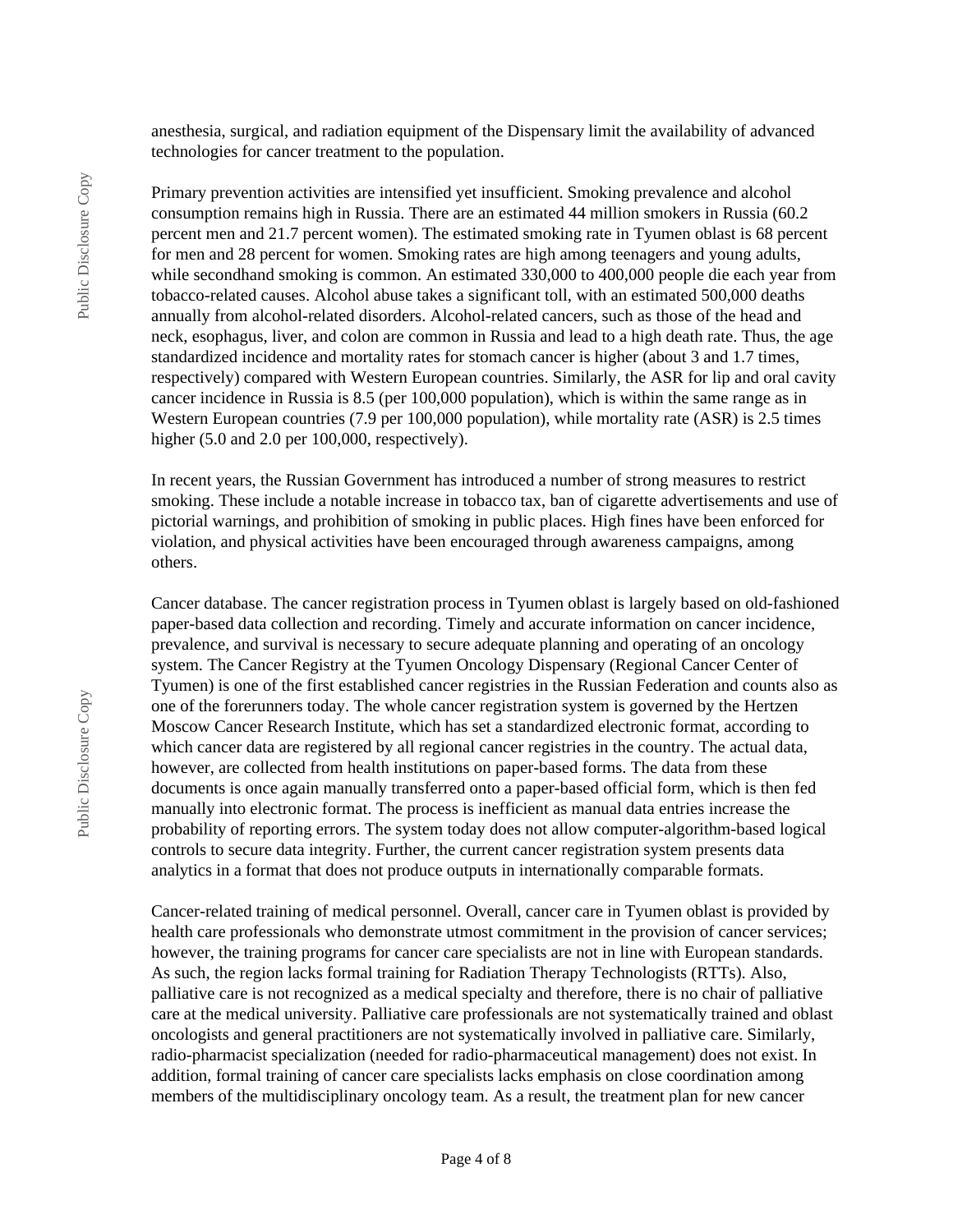anesthesia, surgical, and radiation equipment of the Dispensary limit the availability of advanced technologies for cancer treatment to the population.

Primary prevention activities are intensified yet insufficient. Smoking prevalence and alcohol consumption remains high in Russia. There are an estimated 44 million smokers in Russia (60.2 percent men and 21.7 percent women). The estimated smoking rate in Tyumen oblast is 68 percent for men and 28 percent for women. Smoking rates are high among teenagers and young adults, while secondhand smoking is common. An estimated 330,000 to 400,000 people die each year from tobacco-related causes. Alcohol abuse takes a significant toll, with an estimated 500,000 deaths annually from alcohol-related disorders. Alcohol-related cancers, such as those of the head and neck, esophagus, liver, and colon are common in Russia and lead to a high death rate. Thus, the age standardized incidence and mortality rates for stomach cancer is higher (about 3 and 1.7 times, respectively) compared with Western European countries. Similarly, the ASR for lip and oral cavity cancer incidence in Russia is 8.5 (per 100,000 population), which is within the same range as in Western European countries (7.9 per 100,000 population), while mortality rate (ASR) is 2.5 times higher (5.0 and 2.0 per 100,000, respectively).

In recent years, the Russian Government has introduced a number of strong measures to restrict smoking. These include a notable increase in tobacco tax, ban of cigarette advertisements and use of pictorial warnings, and prohibition of smoking in public places. High fines have been enforced for violation, and physical activities have been encouraged through awareness campaigns, among others.

Cancer database. The cancer registration process in Tyumen oblast is largely based on old-fashioned paper-based data collection and recording. Timely and accurate information on cancer incidence, prevalence, and survival is necessary to secure adequate planning and operating of an oncology system. The Cancer Registry at the Tyumen Oncology Dispensary (Regional Cancer Center of Tyumen) is one of the first established cancer registries in the Russian Federation and counts also as one of the forerunners today. The whole cancer registration system is governed by the Hertzen Moscow Cancer Research Institute, which has set a standardized electronic format, according to which cancer data are registered by all regional cancer registries in the country. The actual data, however, are collected from health institutions on paper-based forms. The data from these documents is once again manually transferred onto a paper-based official form, which is then fed manually into electronic format. The process is inefficient as manual data entries increase the probability of reporting errors. The system today does not allow computer-algorithm-based logical controls to secure data integrity. Further, the current cancer registration system presents data analytics in a format that does not produce outputs in internationally comparable formats.

Cancer-related training of medical personnel. Overall, cancer care in Tyumen oblast is provided by health care professionals who demonstrate utmost commitment in the provision of cancer services; however, the training programs for cancer care specialists are not in line with European standards. As such, the region lacks formal training for Radiation Therapy Technologists (RTTs). Also, palliative care is not recognized as a medical specialty and therefore, there is no chair of palliative care at the medical university. Palliative care professionals are not systematically trained and oblast oncologists and general practitioners are not systematically involved in palliative care. Similarly, radio-pharmacist specialization (needed for radio-pharmaceutical management) does not exist. In addition, formal training of cancer care specialists lacks emphasis on close coordination among members of the multidisciplinary oncology team. As a result, the treatment plan for new cancer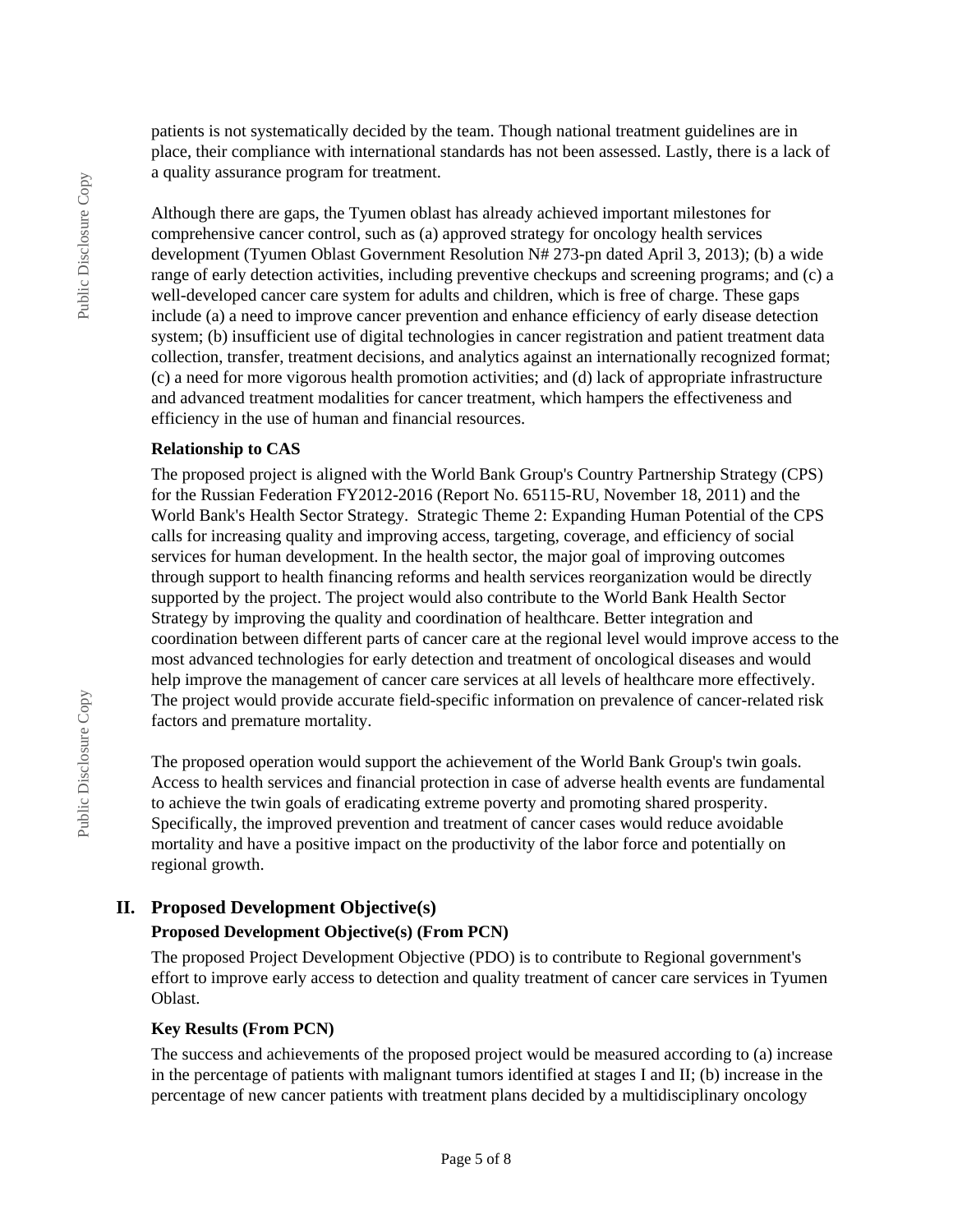patients is not systematically decided by the team. Though national treatment guidelines are in place, their compliance with international standards has not been assessed. Lastly, there is a lack of a quality assurance program for treatment.

Although there are gaps, the Tyumen oblast has already achieved important milestones for comprehensive cancer control, such as (a) approved strategy for oncology health services development (Tyumen Oblast Government Resolution N# 273-pn dated April 3, 2013); (b) a wide range of early detection activities, including preventive checkups and screening programs; and (c) a well-developed cancer care system for adults and children, which is free of charge. These gaps include (a) a need to improve cancer prevention and enhance efficiency of early disease detection system; (b) insufficient use of digital technologies in cancer registration and patient treatment data collection, transfer, treatment decisions, and analytics against an internationally recognized format; (c) a need for more vigorous health promotion activities; and (d) lack of appropriate infrastructure and advanced treatment modalities for cancer treatment, which hampers the effectiveness and efficiency in the use of human and financial resources.

**Relationship to CAS**

The proposed project is aligned with the World Bank Group's Country Partnership Strategy (CPS) for the Russian Federation FY2012-2016 (Report No. 65115-RU, November 18, 2011) and the World Bank's Health Sector Strategy. Strategic Theme 2: Expanding Human Potential of the CPS calls for increasing quality and improving access, targeting, coverage, and efficiency of social services for human development. In the health sector, the major goal of improving outcomes through support to health financing reforms and health services reorganization would be directly supported by the project. The project would also contribute to the World Bank Health Sector Strategy by improving the quality and coordination of healthcare. Better integration and coordination between different parts of cancer care at the regional level would improve access to the most advanced technologies for early detection and treatment of oncological diseases and would help improve the management of cancer care services at all levels of healthcare more effectively. The project would provide accurate field-specific information on prevalence of cancer-related risk factors and premature mortality.

The proposed operation would support the achievement of the World Bank Group's twin goals. Access to health services and financial protection in case of adverse health events are fundamental to achieve the twin goals of eradicating extreme poverty and promoting shared prosperity. Specifically, the improved prevention and treatment of cancer cases would reduce avoidable mortality and have a positive impact on the productivity of the labor force and potentially on regional growth.

## II. Proposed Development Objective(s)

**Proposed Development Objective(s) (From PCN)**

The proposed Project Development Objective (PDO) is to contribute to Regional government's effort to improve early access to detection and quality treatment of cancer care services in Tyumen Oblast.

**Key Results (From PCN)**

The success and achievements of the proposed project would be measured according to (a) increase in the percentage of patients with malignant tumors identified at stages I and II; (b) increase in the percentage of new cancer patients with treatment plans decided by a multidisciplinary oncology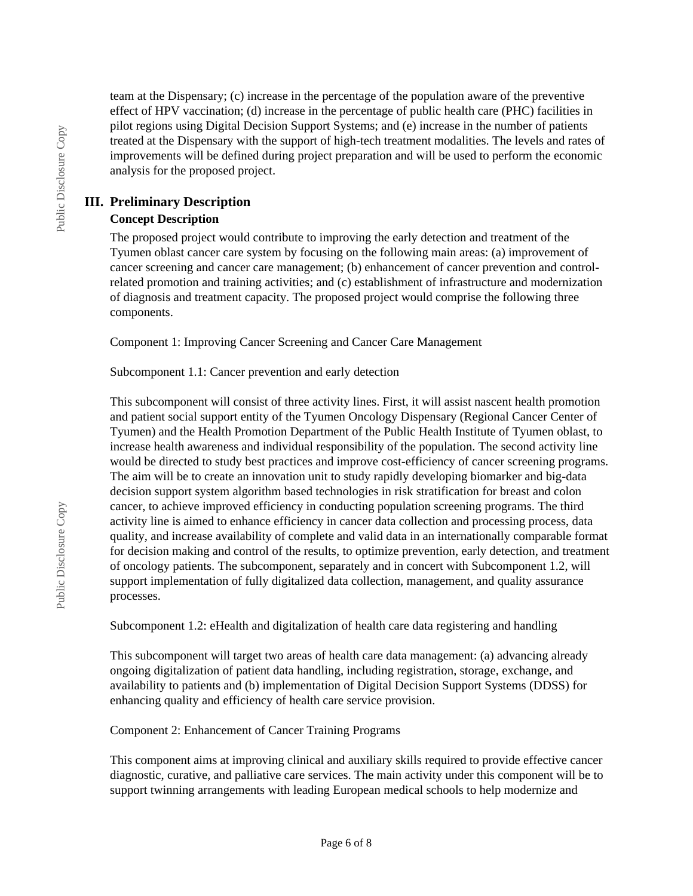team at the Dispensary; (c) increase in the percentage of the population aware of the preventive effect of HPV vaccination; (d) increase in the percentage of public health care (PHC) facilities in pilot regions using Digital Decision Support Systems; and (e) increase in the number of patients treated at the Dispensary with the support of high-tech treatment modalities. The levels and rates of improvements will be defined during project preparation and will be used to perform the economic analysis for the proposed project.

## III. Preliminary Description

### Concept Description

The proposed project would contribute to improving the early detection and treatment of the Tyumen oblast cancer care system by focusing on the following main areas: (a) improvement of cancer screening and cancer care management; (b) enhancement of cancer prevention and control-related promotion and training activities; and (c) establishment of infrastructure and modernization of diagnosis and treatment capacity. The proposed project would comprise the following three components.

Component 1: Improving Cancer Screening and Cancer Care Management

Subcomponent 1.1: Cancer prevention and early detection

This subcomponent will consist of three activity lines. First, it will assist nascent health promotion and patient social support entity of the Tyumen Oncology Dispensary (Regional Cancer Center of Tyumen) and the Health Promotion Department of the Public Health Institute of Tyumen oblast, to increase health awareness and individual responsibility of the population. The second activity line would be directed to study best practices and improve cost-efficiency of cancer screening programs. The aim will be to create an innovation unit to study rapidly developing biomarker and big-data decision support system algorithm based technologies in risk stratification for breast and colon cancer, to achieve improved efficiency in conducting population screening programs. The third activity line is aimed to enhance efficiency in cancer data collection and processing process, data quality, and increase availability of complete and valid data in an internationally comparable format for decision making and control of the results, to optimize prevention, early detection, and treatment of oncology patients. The subcomponent, separately and in concert with Subcomponent 1.2, will support implementation of fully digitalized data collection, management, and quality assurance processes.

Subcomponent 1.2: eHealth and digitalization of health care data registering and handling

This subcomponent will target two areas of health care data management: (a) advancing already ongoing digitalization of patient data handling, including registration, storage, exchange, and availability to patients and (b) implementation of Digital Decision Support Systems (DDSS) for enhancing quality and efficiency of health care service provision.

Component 2: Enhancement of Cancer Training Programs

This component aims at improving clinical and auxiliary skills required to provide effective cancer diagnostic, curative, and palliative care services. The main activity under this component will be to support twinning arrangements with leading European medical schools to help modernize and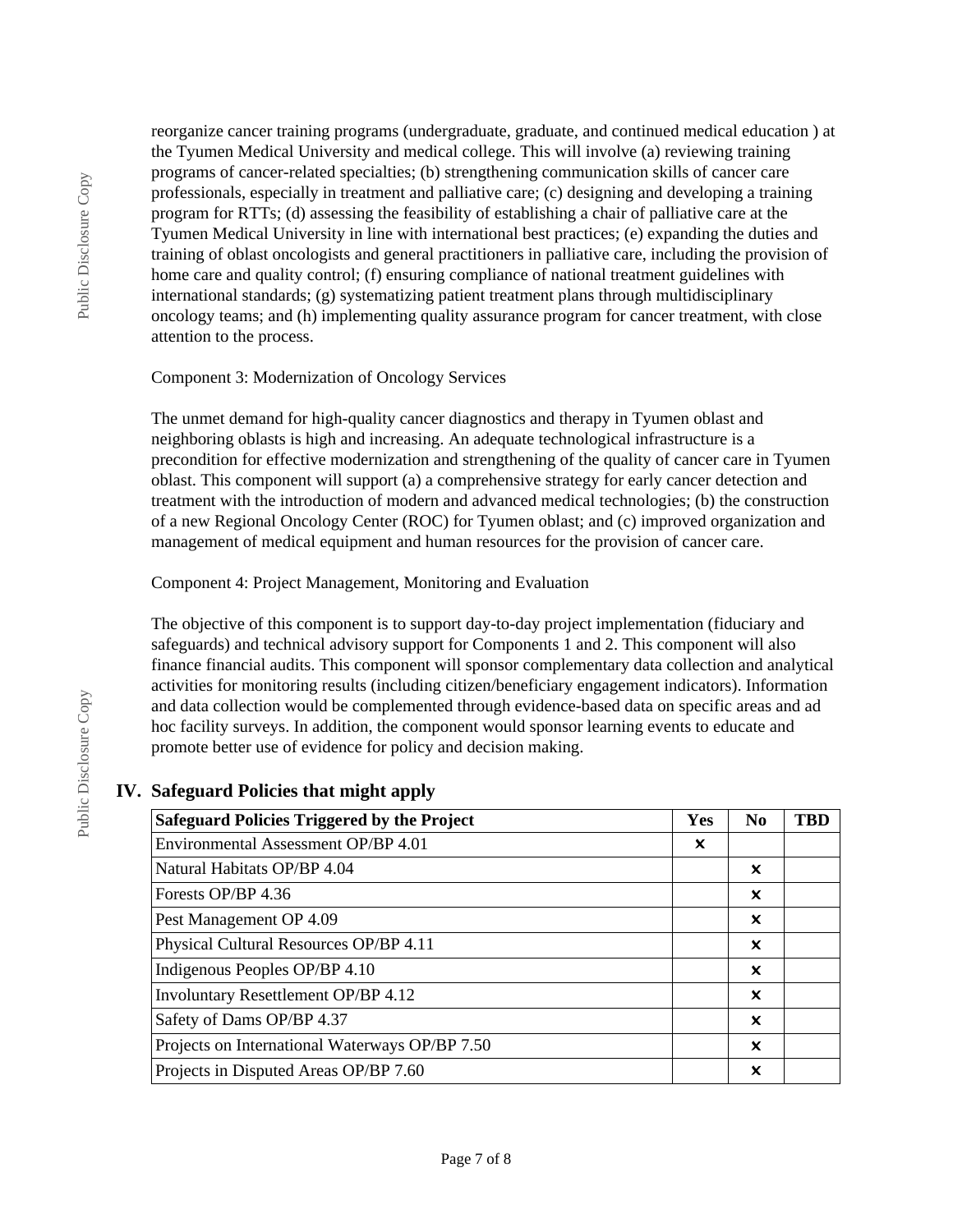reorganize cancer training programs (undergraduate, graduate, and continued medical education ) at the Tyumen Medical University and medical college. This will involve (a) reviewing training programs of cancer-related specialties; (b) strengthening communication skills of cancer care professionals, especially in treatment and palliative care; (c) designing and developing a training program for RTTs; (d) assessing the feasibility of establishing a chair of palliative care at the Tyumen Medical University in line with international best practices; (e) expanding the duties and training of oblast oncologists and general practitioners in palliative care, including the provision of home care and quality control; (f) ensuring compliance of national treatment guidelines with international standards; (g) systematizing patient treatment plans through multidisciplinary oncology teams; and (h) implementing quality assurance program for cancer treatment, with close attention to the process.

Component 3: Modernization of Oncology Services

The unmet demand for high-quality cancer diagnostics and therapy in Tyumen oblast and neighboring oblasts is high and increasing. An adequate technological infrastructure is a precondition for effective modernization and strengthening of the quality of cancer care in Tyumen oblast. This component will support (a) a comprehensive strategy for early cancer detection and treatment with the introduction of modern and advanced medical technologies; (b) the construction of a new Regional Oncology Center (ROC) for Tyumen oblast; and (c) improved organization and management of medical equipment and human resources for the provision of cancer care.

Component 4: Project Management, Monitoring and Evaluation

The objective of this component is to support day-to-day project implementation (fiduciary and safeguards) and technical advisory support for Components 1 and 2. This component will also finance financial audits. This component will sponsor complementary data collection and analytical activities for monitoring results (including citizen/beneficiary engagement indicators). Information and data collection would be complemented through evidence-based data on specific areas and ad hoc facility surveys. In addition, the component would sponsor learning events to educate and promote better use of evidence for policy and decision making.

## IV. Safeguard Policies that might apply

| Safeguard Policies Triggered by the Project | Yes | No | TBD |
|---|---|---|---|
| Environmental Assessment OP/BP 4.01 | ✖ | | |
| Natural Habitats OP/BP 4.04 | | ✖ | |
| Forests OP/BP 4.36 | | ✖ | |
| Pest Management OP 4.09 | | ✖ | |
| Physical Cultural Resources OP/BP 4.11 | | ✖ | |
| Indigenous Peoples OP/BP 4.10 | | ✖ | |
| Involuntary Resettlement OP/BP 4.12 | | ✖ | |
| Safety of Dams OP/BP 4.37 | | ✖ | |
| Projects on International Waterways OP/BP 7.50 | | ✖ | |
| Projects in Disputed Areas OP/BP 7.60 | | ✖ | |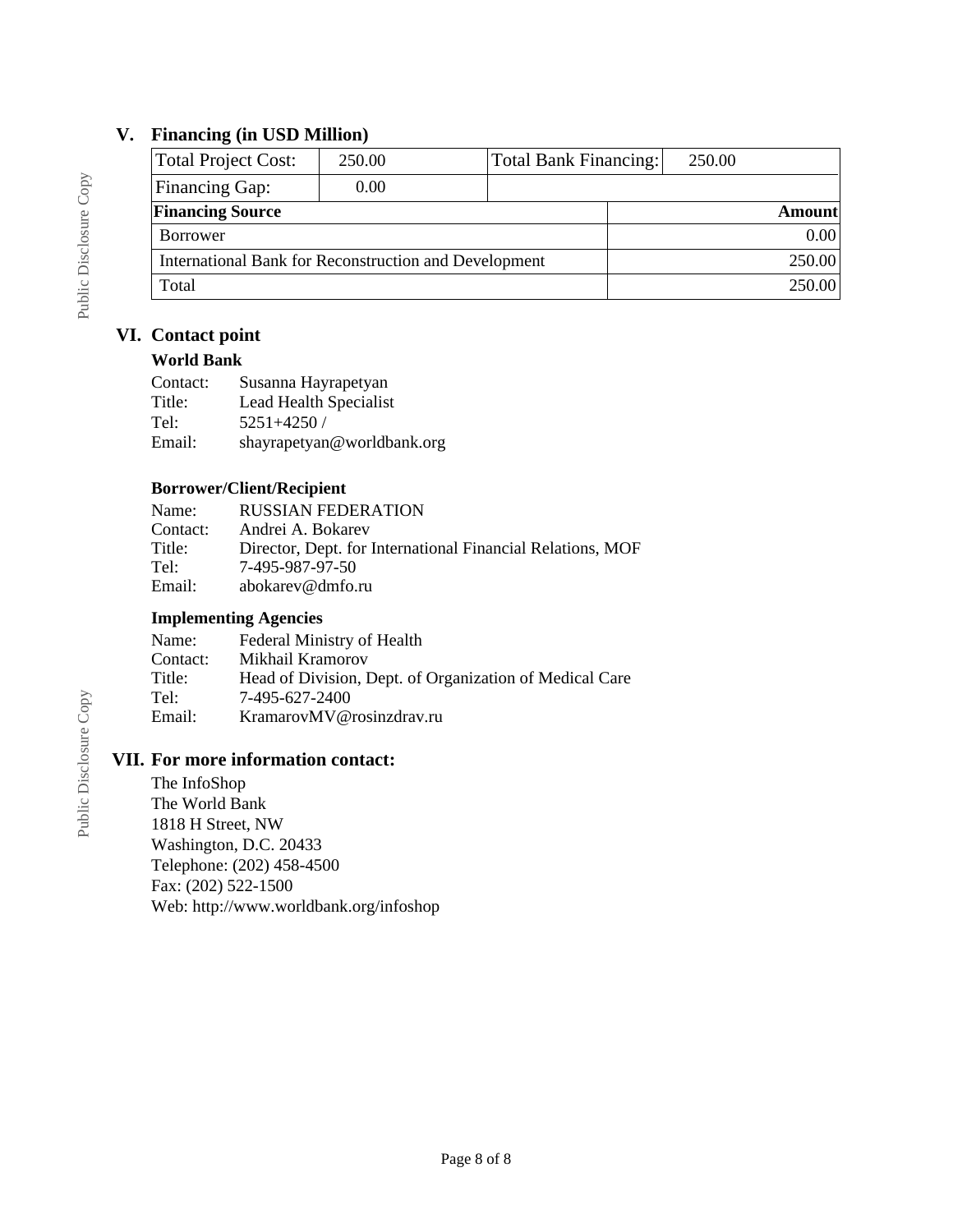## V. Financing (in USD Million)

| | | | |
|---|---|---|---|
| Total Project Cost: | 250.00 | Total Bank Financing: | 250.00 |
| Financing Gap: | 0.00 | | |

| Financing Source | Amount |
|---|---|
| Borrower | 0.00 |
| International Bank for Reconstruction and Development | 250.00 |
| Total | 250.00 |

## VI. Contact point

### World Bank

Contact: Susanna Hayrapetyan
Title: Lead Health Specialist
Tel: 5251+4250 /
Email: shayrapetyan@worldbank.org

### Borrower/Client/Recipient

Name: RUSSIAN FEDERATION
Contact: Andrei A. Bokarev
Title: Director, Dept. for International Financial Relations, MOF
Tel: 7-495-987-97-50
Email: abokarev@dmfo.ru

### Implementing Agencies

Name: Federal Ministry of Health
Contact: Mikhail Kramorov
Title: Head of Division, Dept. of Organization of Medical Care
Tel: 7-495-627-2400
Email: KramarovMV@rosinzdrav.ru

## VII. For more information contact:

The InfoShop
The World Bank
1818 H Street, NW
Washington, D.C. 20433
Telephone: (202) 458-4500
Fax: (202) 522-1500
Web: http://www.worldbank.org/infoshop